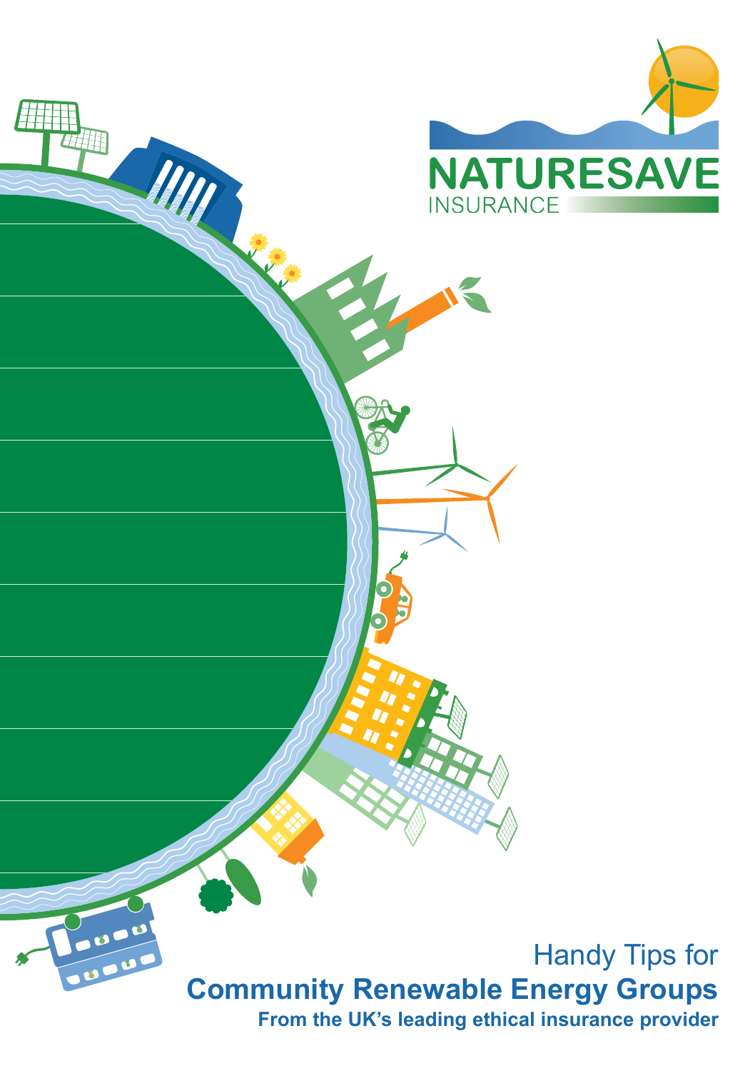NATURESAVE
INSURANCE

Handy Tips for

# Community Renewable Energy Groups

**From the UK's leading ethical insurance provider**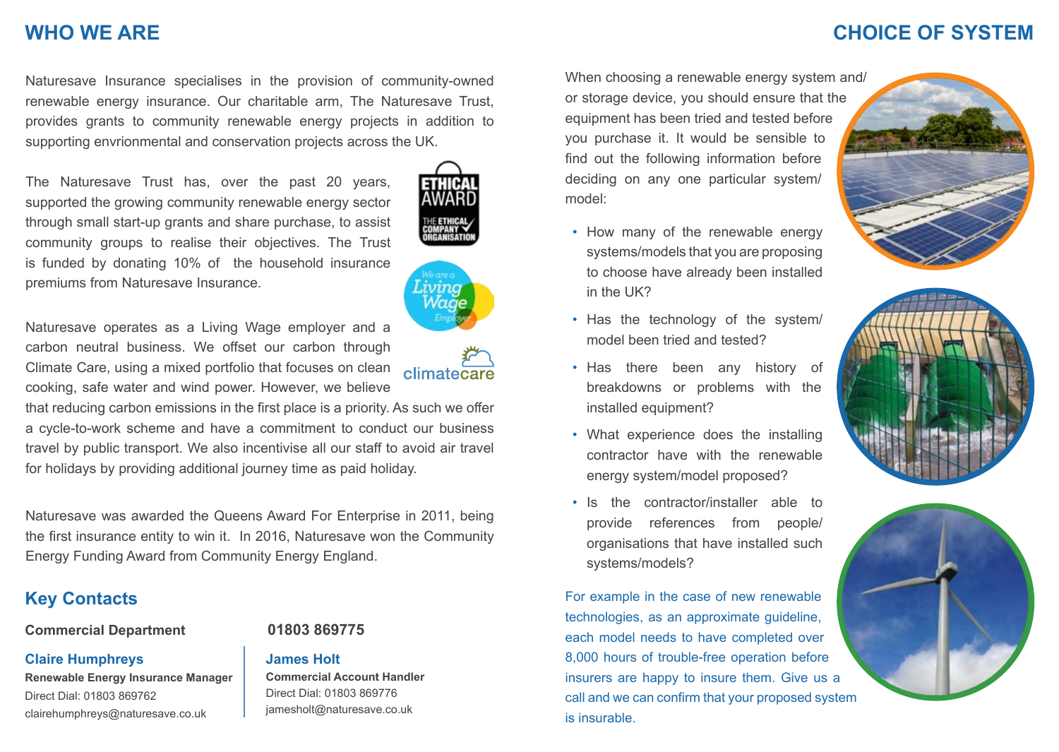## WHO WE ARE

Naturesave Insurance specialises in the provision of community-owned renewable energy insurance. Our charitable arm, The Naturesave Trust, provides grants to community renewable energy projects in addition to supporting envrionmental and conservation projects across the UK.

The Naturesave Trust has, over the past 20 years, supported the growing community renewable energy sector through small start-up grants and share purchase, to assist community groups to realise their objectives. The Trust is funded by donating 10% of the household insurance premiums from Naturesave Insurance.

Naturesave operates as a Living Wage employer and a carbon neutral business. We offset our carbon through Climate Care, using a mixed portfolio that focuses on clean cooking, safe water and wind power. However, we believe that reducing carbon emissions in the first place is a priority. As such we offer a cycle-to-work scheme and have a commitment to conduct our business travel by public transport. We also incentivise all our staff to avoid air travel for holidays by providing additional journey time as paid holiday.

Naturesave was awarded the Queens Award For Enterprise in 2011, being the first insurance entity to win it. In 2016, Naturesave won the Community Energy Funding Award from Community Energy England.

### Key Contacts

**Commercial Department** **01803 869775**

**Claire Humphreys**
**Renewable Energy Insurance Manager**
Direct Dial: 01803 869762
clairehumphreys@naturesave.co.uk

**James Holt**
**Commercial Account Handler**
Direct Dial: 01803 869776
jamesholt@naturesave.co.uk

## CHOICE OF SYSTEM

When choosing a renewable energy system and/or storage device, you should ensure that the equipment has been tried and tested before you purchase it. It would be sensible to find out the following information before deciding on any one particular system/model:

- How many of the renewable energy systems/models that you are proposing to choose have already been installed in the UK?
- Has the technology of the system/model been tried and tested?
- Has there been any history of breakdowns or problems with the installed equipment?
- What experience does the installing contractor have with the renewable energy system/model proposed?
- Is the contractor/installer able to provide references from people/organisations that have installed such systems/models?

For example in the case of new renewable technologies, as an approximate guideline, each model needs to have completed over 8,000 hours of trouble-free operation before insurers are happy to insure them. Give us a call and we can confirm that your proposed system is insurable.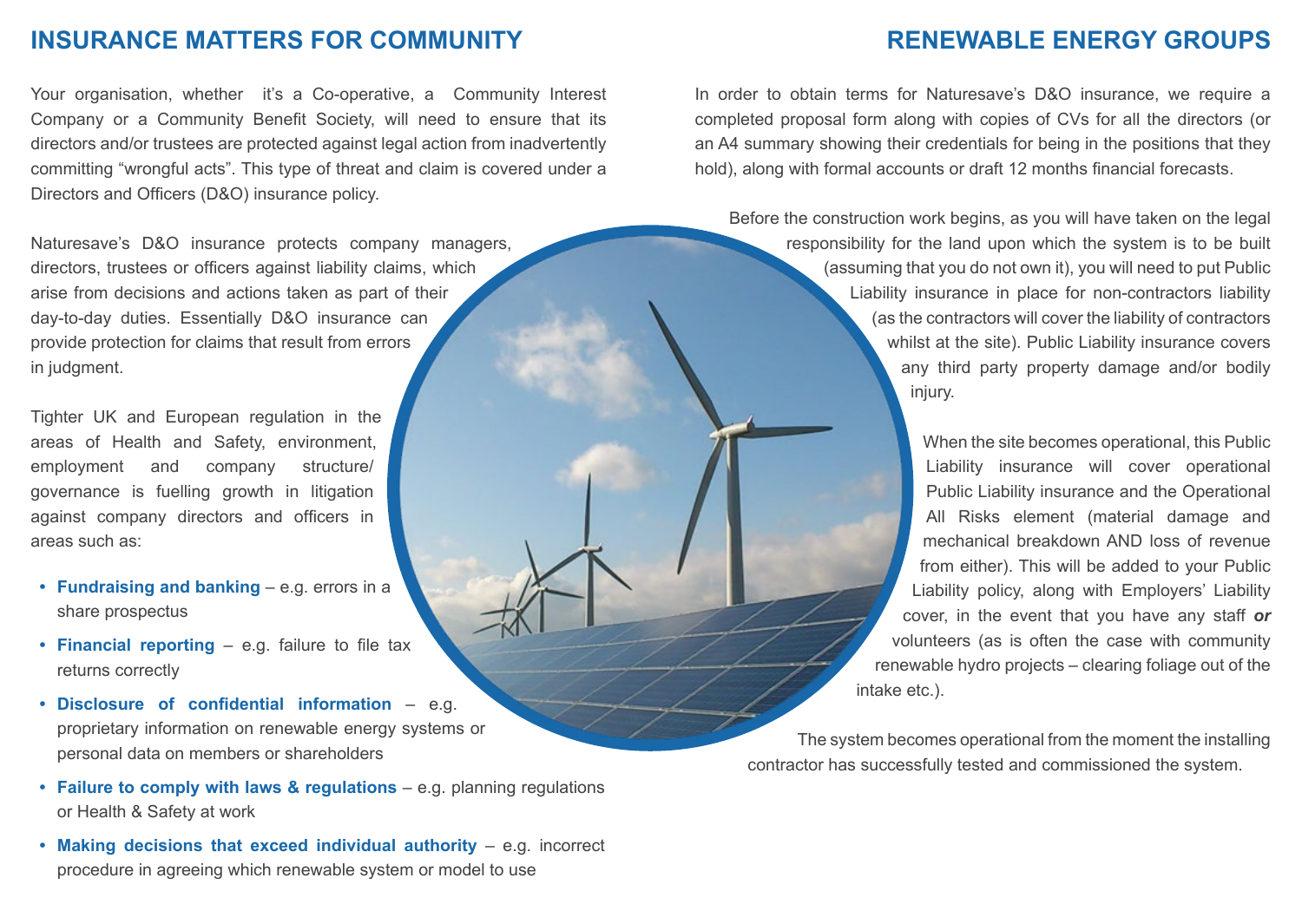# INSURANCE MATTERS FOR COMMUNITY RENEWABLE ENERGY GROUPS

Your organisation, whether it's a Co-operative, a Community Interest Company or a Community Benefit Society, will need to ensure that its directors and/or trustees are protected against legal action from inadvertently committing "wrongful acts". This type of threat and claim is covered under a Directors and Officers (D&O) insurance policy.

Naturesave's D&O insurance protects company managers, directors, trustees or officers against liability claims, which arise from decisions and actions taken as part of their day-to-day duties. Essentially D&O insurance can provide protection for claims that result from errors in judgment.

Tighter UK and European regulation in the areas of Health and Safety, environment, employment and company structure/governance is fuelling growth in litigation against company directors and officers in areas such as:

- **Fundraising and banking** – e.g. errors in a share prospectus
- **Financial reporting** – e.g. failure to file tax returns correctly
- **Disclosure of confidential information** – e.g. proprietary information on renewable energy systems or personal data on members or shareholders
- **Failure to comply with laws & regulations** – e.g. planning regulations or Health & Safety at work
- **Making decisions that exceed individual authority** – e.g. incorrect procedure in agreeing which renewable system or model to use

In order to obtain terms for Naturesave's D&O insurance, we require a completed proposal form along with copies of CVs for all the directors (or an A4 summary showing their credentials for being in the positions that they hold), along with formal accounts or draft 12 months financial forecasts.

Before the construction work begins, as you will have taken on the legal responsibility for the land upon which the system is to be built (assuming that you do not own it), you will need to put Public Liability insurance in place for non-contractors liability (as the contractors will cover the liability of contractors whilst at the site). Public Liability insurance covers any third party property damage and/or bodily injury.

When the site becomes operational, this Public Liability insurance will cover operational Public Liability insurance and the Operational All Risks element (material damage and mechanical breakdown AND loss of revenue from either). This will be added to your Public Liability policy, along with Employers' Liability cover, in the event that you have any staff ***or*** volunteers (as is often the case with community renewable hydro projects – clearing foliage out of the intake etc.).

The system becomes operational from the moment the installing contractor has successfully tested and commissioned the system.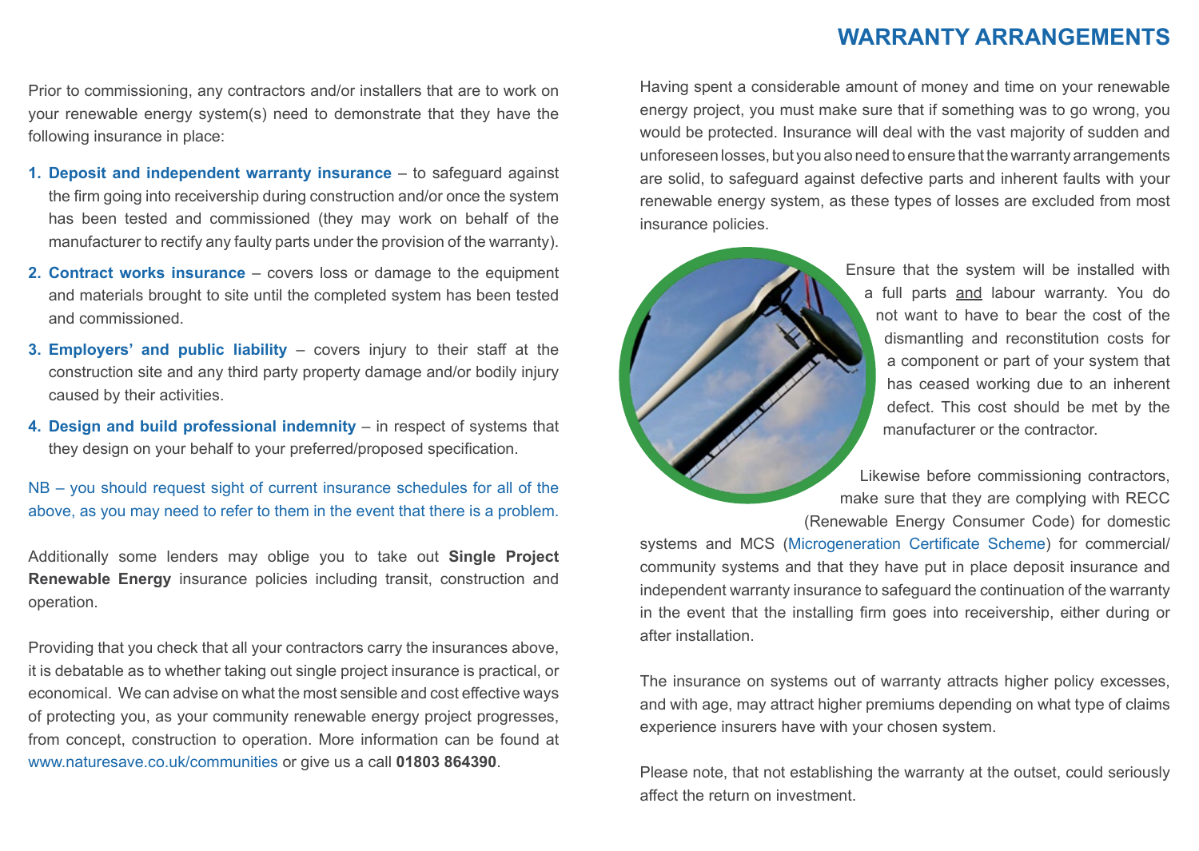Prior to commissioning, any contractors and/or installers that are to work on your renewable energy system(s) need to demonstrate that they have the following insurance in place:

1. **Deposit and independent warranty insurance** – to safeguard against the firm going into receivership during construction and/or once the system has been tested and commissioned (they may work on behalf of the manufacturer to rectify any faulty parts under the provision of the warranty).
2. **Contract works insurance** – covers loss or damage to the equipment and materials brought to site until the completed system has been tested and commissioned.
3. **Employers' and public liability** – covers injury to their staff at the construction site and any third party property damage and/or bodily injury caused by their activities.
4. **Design and build professional indemnity** – in respect of systems that they design on your behalf to your preferred/proposed specification.

NB – you should request sight of current insurance schedules for all of the above, as you may need to refer to them in the event that there is a problem.

Additionally some lenders may oblige you to take out **Single Project Renewable Energy** insurance policies including transit, construction and operation.

Providing that you check that all your contractors carry the insurances above, it is debatable as to whether taking out single project insurance is practical, or economical. We can advise on what the most sensible and cost effective ways of protecting you, as your community renewable energy project progresses, from concept, construction to operation. More information can be found at www.naturesave.co.uk/communities or give us a call **01803 864390**.

# WARRANTY ARRANGEMENTS

Having spent a considerable amount of money and time on your renewable energy project, you must make sure that if something was to go wrong, you would be protected. Insurance will deal with the vast majority of sudden and unforeseen losses, but you also need to ensure that the warranty arrangements are solid, to safeguard against defective parts and inherent faults with your renewable energy system, as these types of losses are excluded from most insurance policies.

Ensure that the system will be installed with a full parts and labour warranty. You do not want to have to bear the cost of the dismantling and reconstitution costs for a component or part of your system that has ceased working due to an inherent defect. This cost should be met by the manufacturer or the contractor.

Likewise before commissioning contractors, make sure that they are complying with RECC (Renewable Energy Consumer Code) for domestic systems and MCS (Microgeneration Certificate Scheme) for commercial/ community systems and that they have put in place deposit insurance and independent warranty insurance to safeguard the continuation of the warranty in the event that the installing firm goes into receivership, either during or after installation.

The insurance on systems out of warranty attracts higher policy excesses, and with age, may attract higher premiums depending on what type of claims experience insurers have with your chosen system.

Please note, that not establishing the warranty at the outset, could seriously affect the return on investment.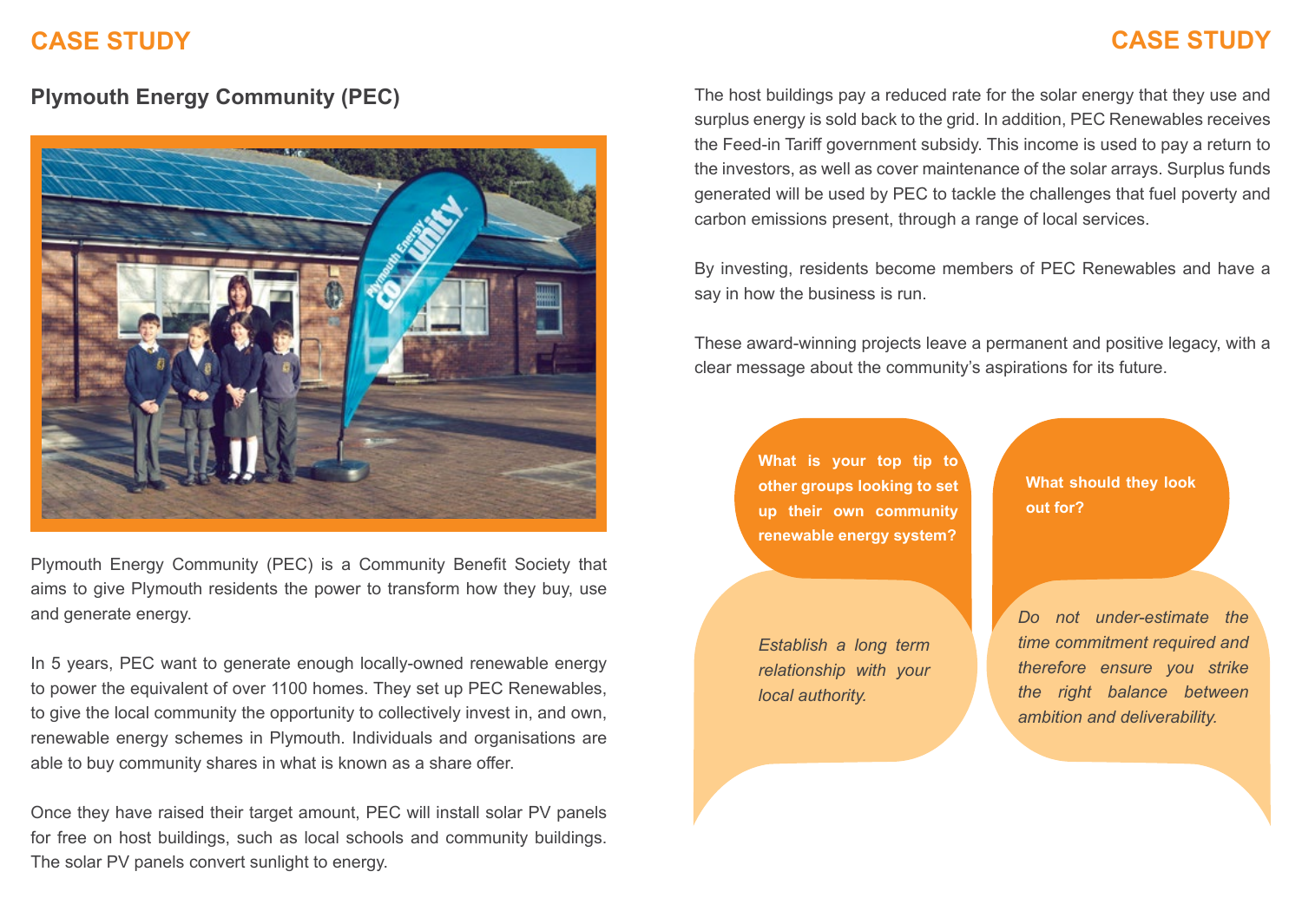# CASE STUDY

## Plymouth Energy Community (PEC)

Plymouth Energy Community (PEC) is a Community Benefit Society that aims to give Plymouth residents the power to transform how they buy, use and generate energy.

In 5 years, PEC want to generate enough locally-owned renewable energy to power the equivalent of over 1100 homes. They set up PEC Renewables, to give the local community the opportunity to collectively invest in, and own, renewable energy schemes in Plymouth. Individuals and organisations are able to buy community shares in what is known as a share offer.

Once they have raised their target amount, PEC will install solar PV panels for free on host buildings, such as local schools and community buildings. The solar PV panels convert sunlight to energy.

The host buildings pay a reduced rate for the solar energy that they use and surplus energy is sold back to the grid. In addition, PEC Renewables receives the Feed-in Tariff government subsidy. This income is used to pay a return to the investors, as well as cover maintenance of the solar arrays. Surplus funds generated will be used by PEC to tackle the challenges that fuel poverty and carbon emissions present, through a range of local services.

By investing, residents become members of PEC Renewables and have a say in how the business is run.

These award-winning projects leave a permanent and positive legacy, with a clear message about the community's aspirations for its future.

**What is your top tip to other groups looking to set up their own community renewable energy system?**

*Establish a long term relationship with your local authority.*

**What should they look out for?**

*Do not under-estimate the time commitment required and therefore ensure you strike the right balance between ambition and deliverability.*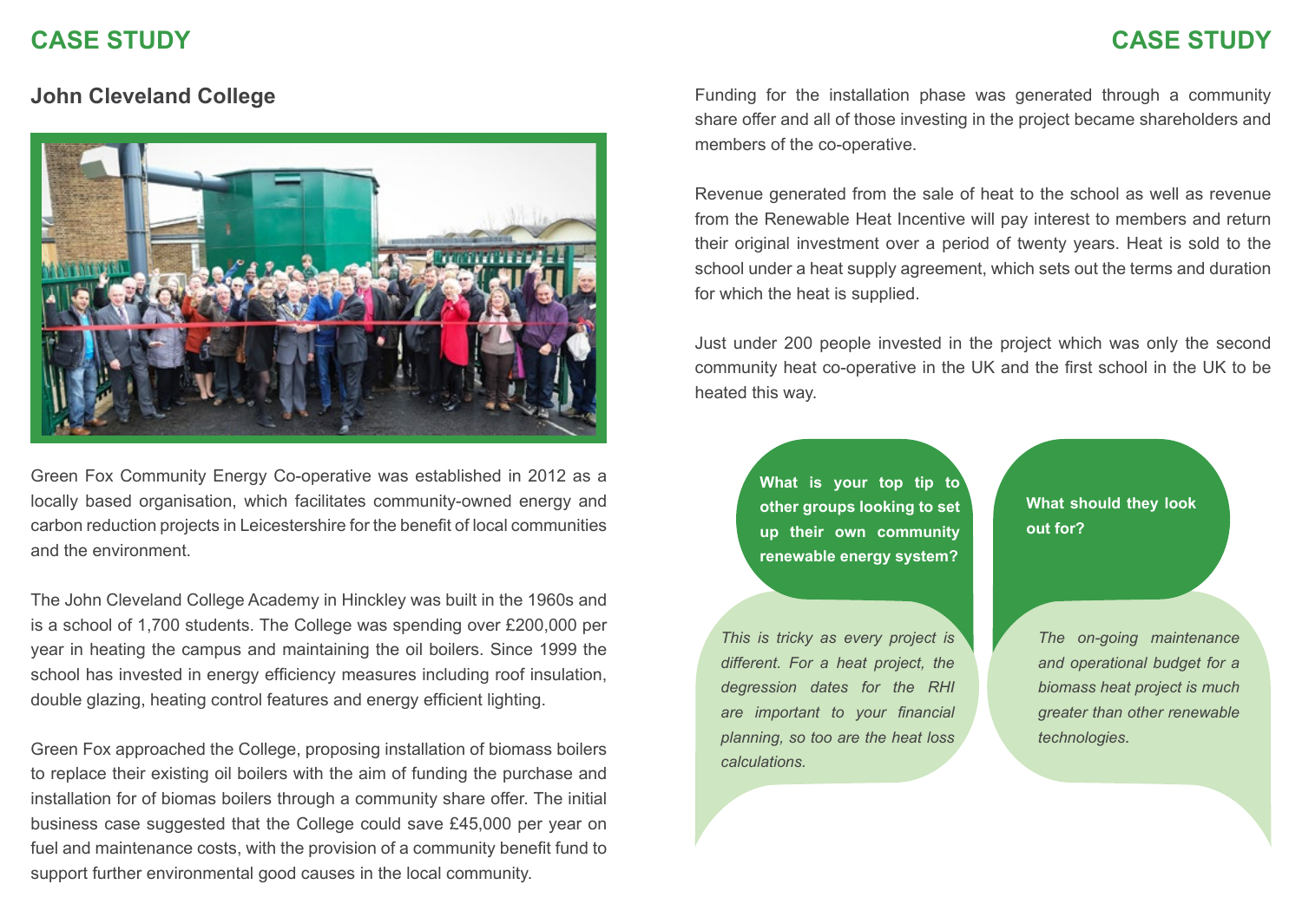## John Cleveland College

Green Fox Community Energy Co-operative was established in 2012 as a locally based organisation, which facilitates community-owned energy and carbon reduction projects in Leicestershire for the benefit of local communities and the environment.

The John Cleveland College Academy in Hinckley was built in the 1960s and is a school of 1,700 students. The College was spending over £200,000 per year in heating the campus and maintaining the oil boilers. Since 1999 the school has invested in energy efficiency measures including roof insulation, double glazing, heating control features and energy efficient lighting.

Green Fox approached the College, proposing installation of biomass boilers to replace their existing oil boilers with the aim of funding the purchase and installation for of biomas boilers through a community share offer. The initial business case suggested that the College could save £45,000 per year on fuel and maintenance costs, with the provision of a community benefit fund to support further environmental good causes in the local community.

Funding for the installation phase was generated through a community share offer and all of those investing in the project became shareholders and members of the co-operative.

Revenue generated from the sale of heat to the school as well as revenue from the Renewable Heat Incentive will pay interest to members and return their original investment over a period of twenty years. Heat is sold to the school under a heat supply agreement, which sets out the terms and duration for which the heat is supplied.

Just under 200 people invested in the project which was only the second community heat co-operative in the UK and the first school in the UK to be heated this way.

**What is your top tip to other groups looking to set up their own community renewable energy system?**

*This is tricky as every project is different. For a heat project, the degression dates for the RHI are important to your financial planning, so too are the heat loss calculations.*

**What should they look out for?**

*The on-going maintenance and operational budget for a biomass heat project is much greater than other renewable technologies.*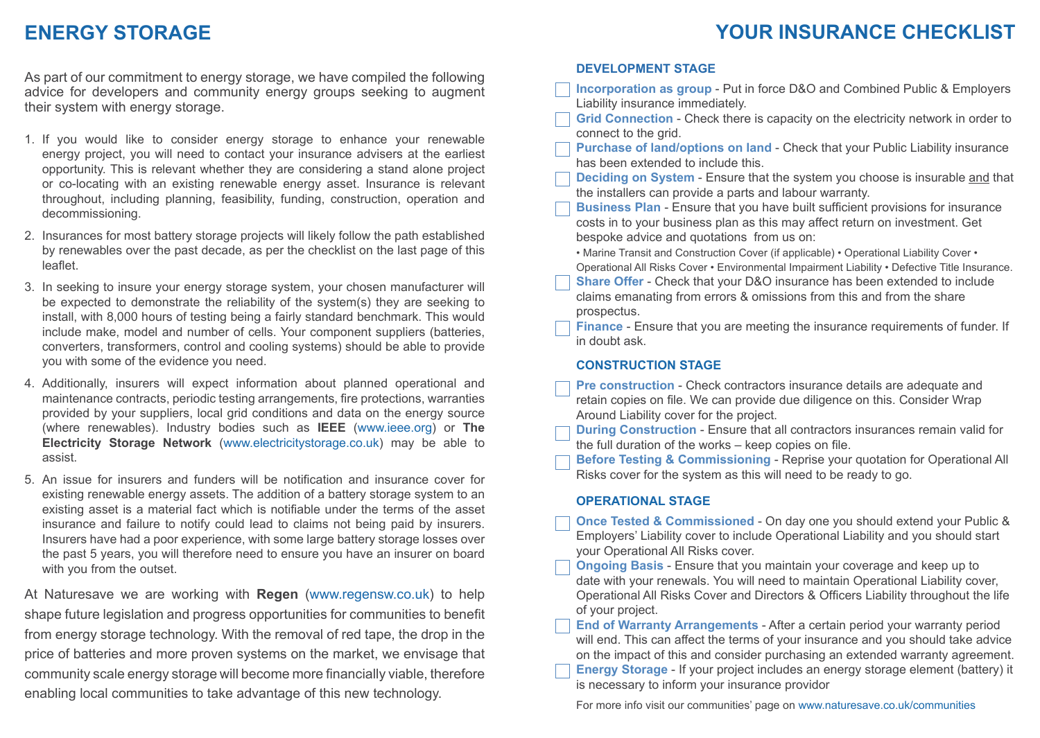# ENERGY STORAGE

As part of our commitment to energy storage, we have compiled the following advice for developers and community energy groups seeking to augment their system with energy storage.

1. If you would like to consider energy storage to enhance your renewable energy project, you will need to contact your insurance advisers at the earliest opportunity. This is relevant whether they are considering a stand alone project or co-locating with an existing renewable energy asset. Insurance is relevant throughout, including planning, feasibility, funding, construction, operation and decommissioning.
2. Insurances for most battery storage projects will likely follow the path established by renewables over the past decade, as per the checklist on the last page of this leaflet.
3. In seeking to insure your energy storage system, your chosen manufacturer will be expected to demonstrate the reliability of the system(s) they are seeking to install, with 8,000 hours of testing being a fairly standard benchmark. This would include make, model and number of cells. Your component suppliers (batteries, converters, transformers, control and cooling systems) should be able to provide you with some of the evidence you need.
4. Additionally, insurers will expect information about planned operational and maintenance contracts, periodic testing arrangements, fire protections, warranties provided by your suppliers, local grid conditions and data on the energy source (where renewables). Industry bodies such as **IEEE** (www.ieee.org) or **The Electricity Storage Network** (www.electricitystorage.co.uk) may be able to assist.
5. An issue for insurers and funders will be notification and insurance cover for existing renewable energy assets. The addition of a battery storage system to an existing asset is a material fact which is notifiable under the terms of the asset insurance and failure to notify could lead to claims not being paid by insurers. Insurers have had a poor experience, with some large battery storage losses over the past 5 years, you will therefore need to ensure you have an insurer on board with you from the outset.

At Naturesave we are working with **Regen** (www.regensw.co.uk) to help shape future legislation and progress opportunities for communities to benefit from energy storage technology. With the removal of red tape, the drop in the price of batteries and more proven systems on the market, we envisage that community scale energy storage will become more financially viable, therefore enabling local communities to take advantage of this new technology.

# YOUR INSURANCE CHECKLIST

## DEVELOPMENT STAGE

- [ ] **Incorporation as group** - Put in force D&O and Combined Public & Employers Liability insurance immediately.
- [ ] **Grid Connection** - Check there is capacity on the electricity network in order to connect to the grid.
- [ ] **Purchase of land/options on land** - Check that your Public Liability insurance has been extended to include this.
- [ ] **Deciding on System** - Ensure that the system you choose is insurable and that the installers can provide a parts and labour warranty.
- [ ] **Business Plan** - Ensure that you have built sufficient provisions for insurance costs in to your business plan as this may affect return on investment. Get bespoke advice and quotations from us on:
  • Marine Transit and Construction Cover (if applicable) • Operational Liability Cover • Operational All Risks Cover • Environmental Impairment Liability • Defective Title Insurance.
- [ ] **Share Offer** - Check that your D&O insurance has been extended to include claims emanating from errors & omissions from this and from the share prospectus.
- [ ] **Finance** - Ensure that you are meeting the insurance requirements of funder. If in doubt ask.

## CONSTRUCTION STAGE

- [ ] **Pre construction** - Check contractors insurance details are adequate and retain copies on file. We can provide due diligence on this. Consider Wrap Around Liability cover for the project.
- [ ] **During Construction** - Ensure that all contractors insurances remain valid for the full duration of the works – keep copies on file.
- [ ] **Before Testing & Commissioning** - Reprise your quotation for Operational All Risks cover for the system as this will need to be ready to go.

## OPERATIONAL STAGE

- [ ] **Once Tested & Commissioned** - On day one you should extend your Public & Employers' Liability cover to include Operational Liability and you should start your Operational All Risks cover.
- [ ] **Ongoing Basis** - Ensure that you maintain your coverage and keep up to date with your renewals. You will need to maintain Operational Liability cover, Operational All Risks Cover and Directors & Officers Liability throughout the life of your project.
- [ ] **End of Warranty Arrangements** - After a certain period your warranty period will end. This can affect the terms of your insurance and you should take advice on the impact of this and consider purchasing an extended warranty agreement.
- [ ] **Energy Storage** - If your project includes an energy storage element (battery) it is necessary to inform your insurance providor

For more info visit our communities' page on www.naturesave.co.uk/communities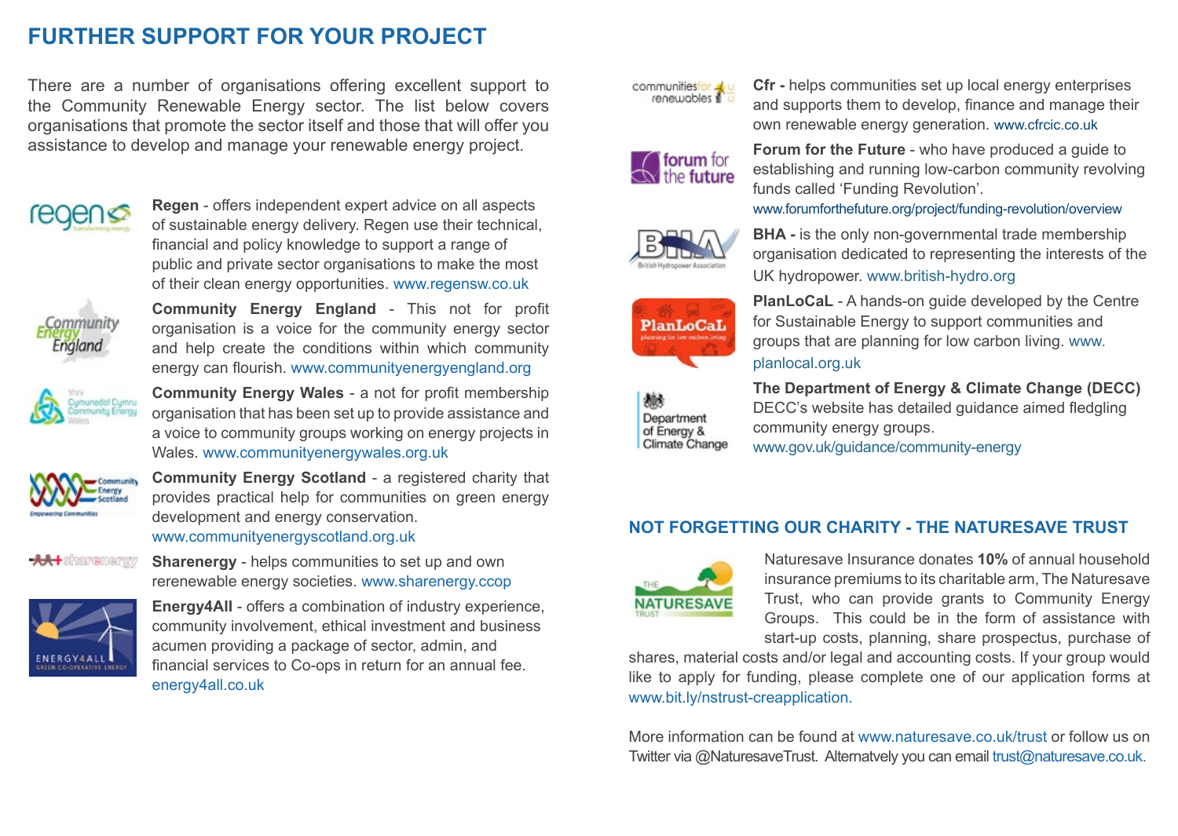## FURTHER SUPPORT FOR YOUR PROJECT

There are a number of organisations offering excellent support to the Community Renewable Energy sector. The list below covers organisations that promote the sector itself and those that will offer you assistance to develop and manage your renewable energy project.

**Regen** - offers independent expert advice on all aspects of sustainable energy delivery. Regen use their technical, financial and policy knowledge to support a range of public and private sector organisations to make the most of their clean energy opportunities. www.regensw.co.uk

**Community Energy England** - This not for profit organisation is a voice for the community energy sector and help create the conditions within which community energy can flourish. www.communityenergyengland.org

**Community Energy Wales** - a not for profit membership organisation that has been set up to provide assistance and a voice to community groups working on energy projects in Wales. www.communityenergywales.org.uk

**Community Energy Scotland** - a registered charity that provides practical help for communities on green energy development and energy conservation. www.communityenergyscotland.org.uk

**Sharenergy** - helps communities to set up and own rerenewable energy societies. www.sharenergy.coop

**Energy4All** - offers a combination of industry experience, community involvement, ethical investment and business acumen providing a package of sector, admin, and financial services to Co-ops in return for an annual fee. energy4all.co.uk

**Cfr -** helps communities set up local energy enterprises and supports them to develop, finance and manage their own renewable energy generation. www.cfrcic.co.uk

**Forum for the Future** - who have produced a guide to establishing and running low-carbon community revolving funds called 'Funding Revolution'. www.forumforthefuture.org/project/funding-revolution/overview

**BHA -** is the only non-governmental trade membership organisation dedicated to representing the interests of the UK hydropower. www.british-hydro.org

**PlanLoCaL** - A hands-on guide developed by the Centre for Sustainable Energy to support communities and groups that are planning for low carbon living. www.planlocal.org.uk

**The Department of Energy & Climate Change (DECC)** DECC's website has detailed guidance aimed fledgling community energy groups. www.gov.uk/guidance/community-energy

## NOT FORGETTING OUR CHARITY - THE NATURESAVE TRUST

Naturesave Insurance donates **10%** of annual household insurance premiums to its charitable arm, The Naturesave Trust, who can provide grants to Community Energy Groups. This could be in the form of assistance with start-up costs, planning, share prospectus, purchase of shares, material costs and/or legal and accounting costs. If your group would like to apply for funding, please complete one of our application forms at www.bit.ly/nstrust-creapplication.

More information can be found at www.naturesave.co.uk/trust or follow us on Twitter via @NaturesaveTrust. Alternatvely you can email trust@naturesave.co.uk.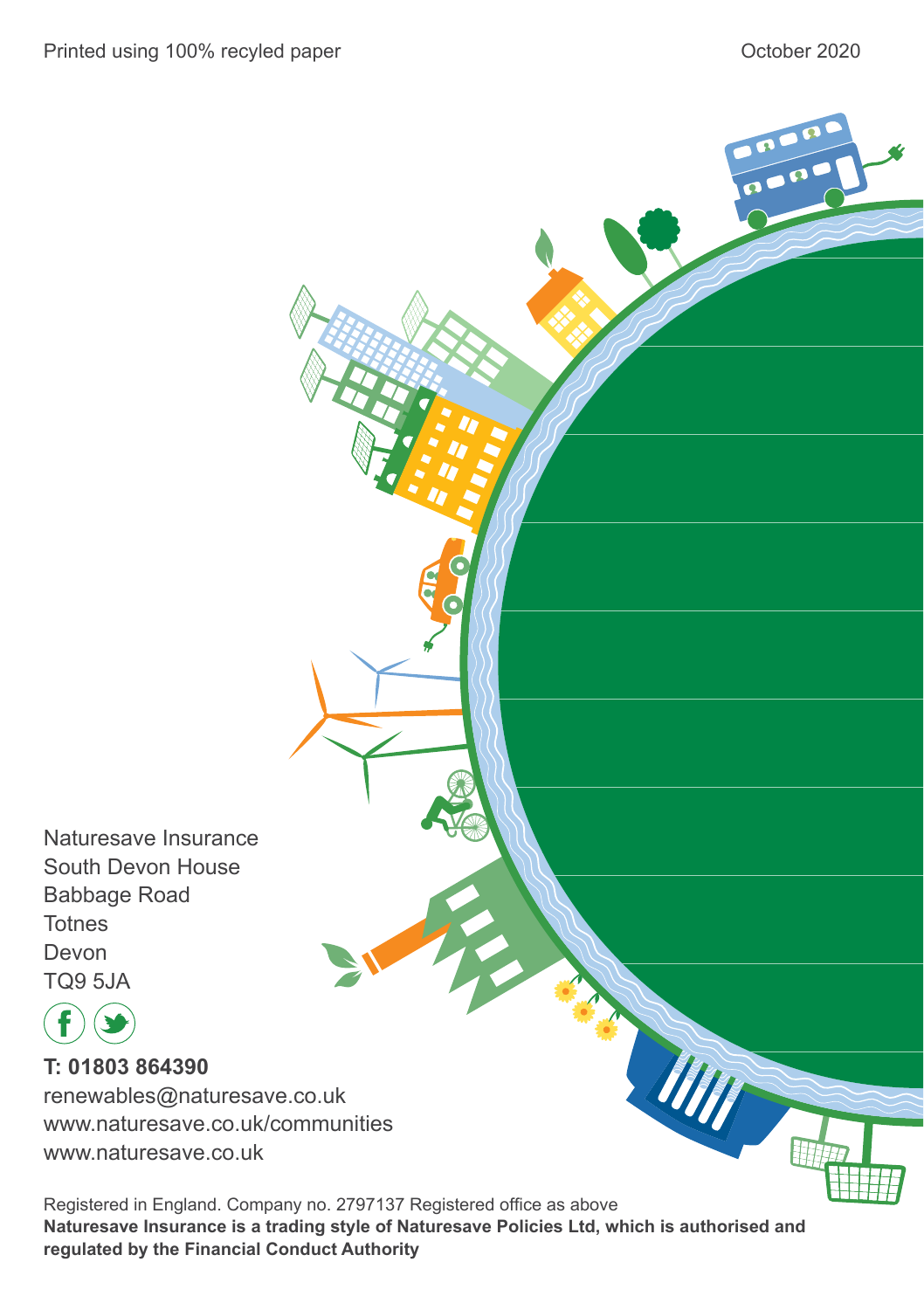Printed using 100% recyled paper

October 2020

Naturesave Insurance
South Devon House
Babbage Road
Totnes
Devon
TQ9 5JA

**T: 01803 864390**
renewables@naturesave.co.uk
www.naturesave.co.uk/communities
www.naturesave.co.uk

Registered in England. Company no. 2797137 Registered office as above
**Naturesave Insurance is a trading style of Naturesave Policies Ltd, which is authorised and regulated by the Financial Conduct Authority**